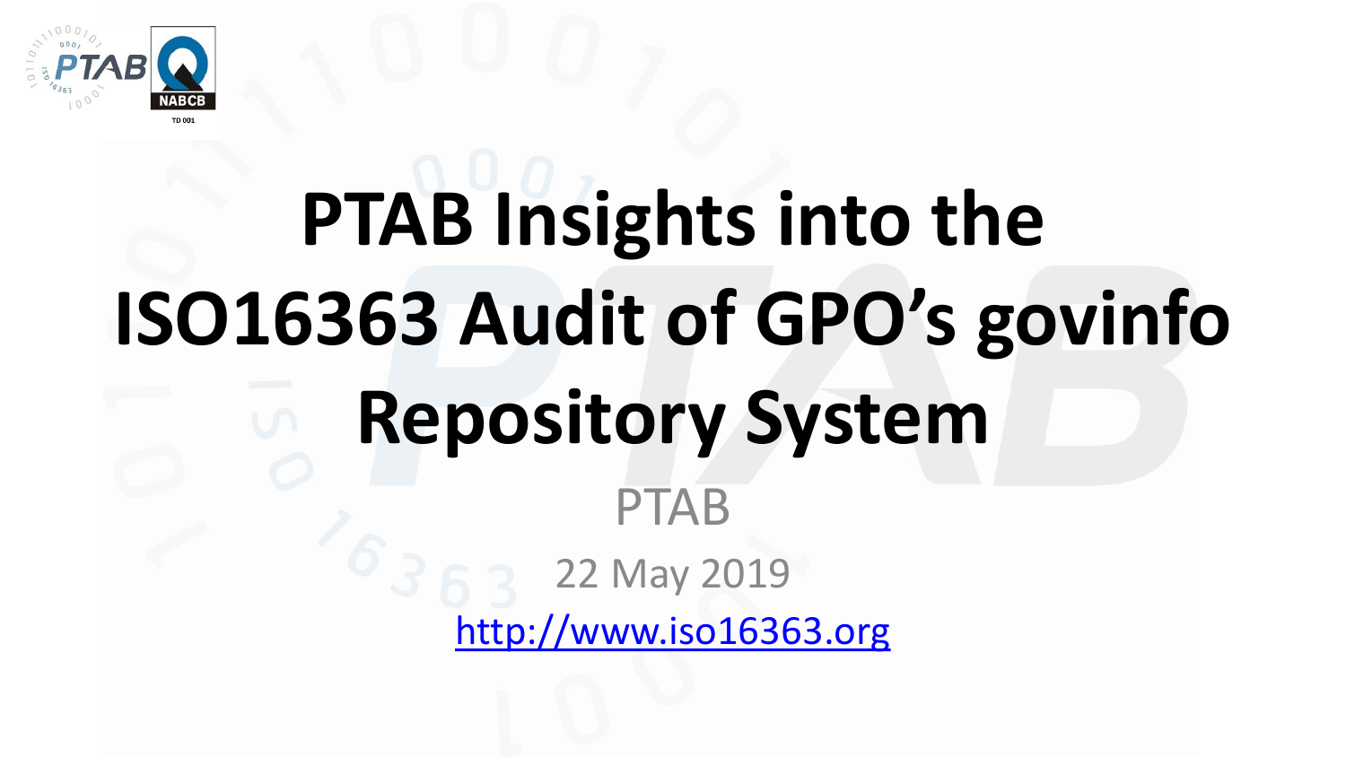# PTAB Insights into the ISO16363 Audit of GPO's govinfo Repository System

PTAB

22 May 2019

http://www.iso16363.org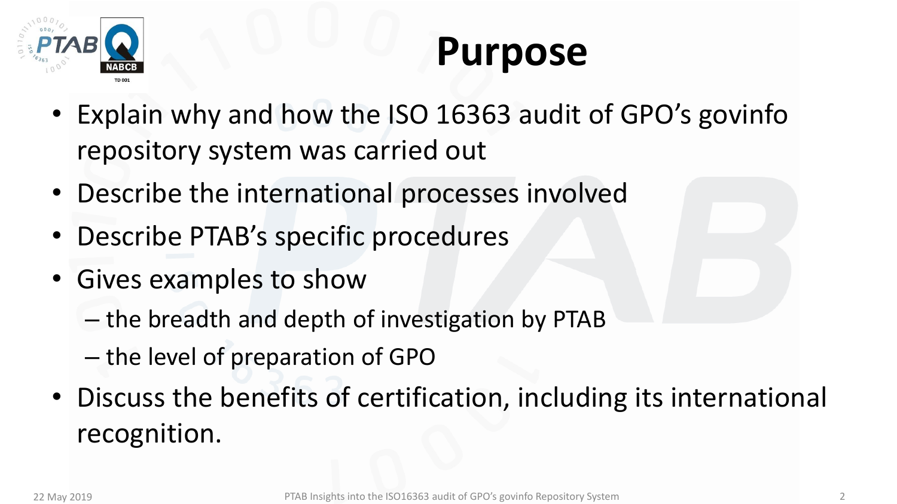# Purpose

- Explain why and how the ISO 16363 audit of GPO's govinfo repository system was carried out
- Describe the international processes involved
- Describe PTAB's specific procedures
- Gives examples to show
  - the breadth and depth of investigation by PTAB
  - the level of preparation of GPO
- Discuss the benefits of certification, including its international recognition.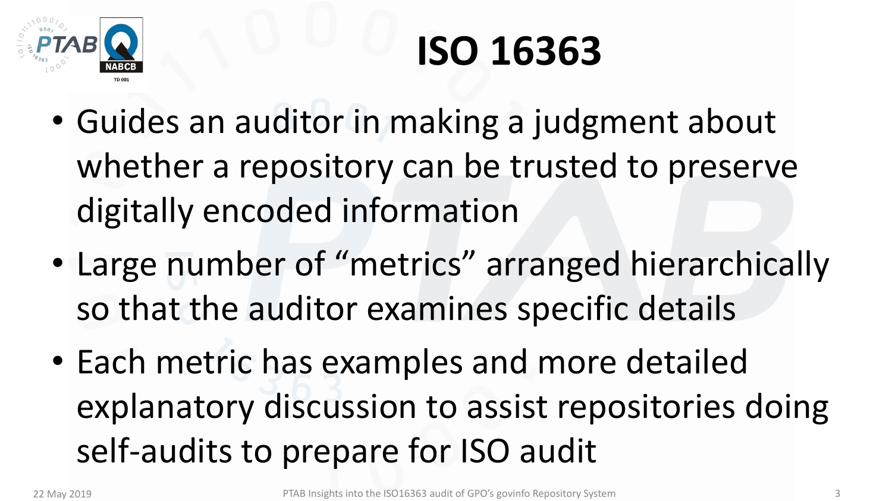# ISO 16363

- Guides an auditor in making a judgment about whether a repository can be trusted to preserve digitally encoded information
- Large number of “metrics” arranged hierarchically so that the auditor examines specific details
- Each metric has examples and more detailed explanatory discussion to assist repositories doing self-audits to prepare for ISO audit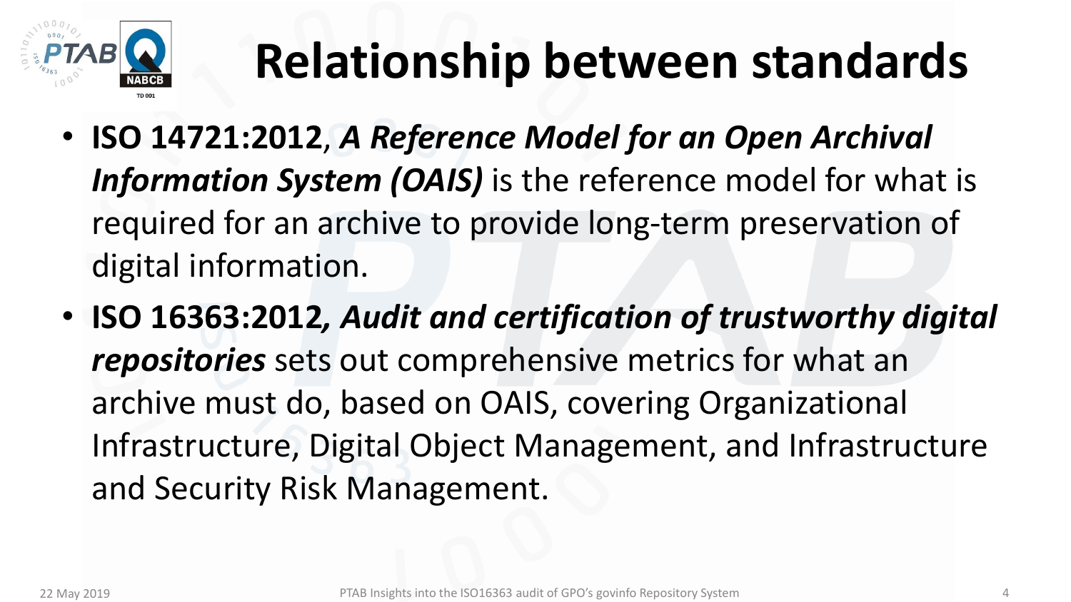# Relationship between standards

- **ISO 14721:2012**, ***A Reference Model for an Open Archival Information System (OAIS)*** is the reference model for what is required for an archive to provide long-term preservation of digital information.
- **ISO 16363:2012*, Audit and certification of trustworthy digital repositories*** sets out comprehensive metrics for what an archive must do, based on OAIS, covering Organizational Infrastructure, Digital Object Management, and Infrastructure and Security Risk Management.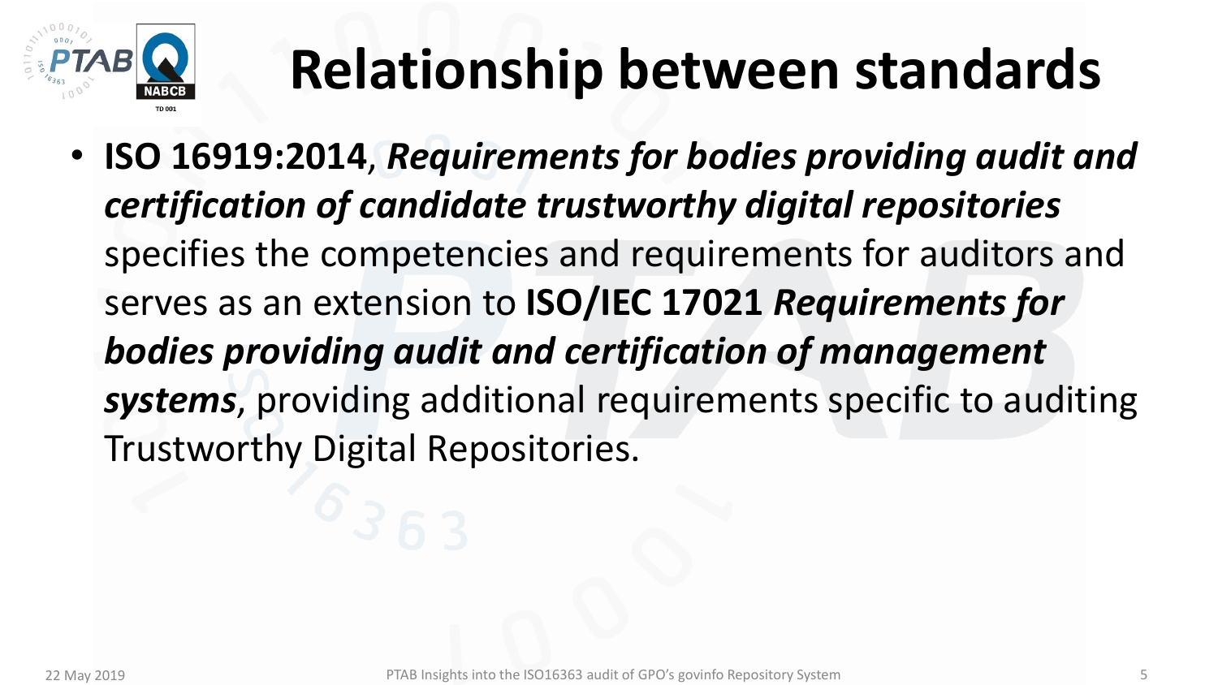# Relationship between standards

- **ISO 16919:2014**, ***Requirements for bodies providing audit and certification of candidate trustworthy digital repositories*** specifies the competencies and requirements for auditors and serves as an extension to **ISO/IEC 17021** ***Requirements for bodies providing audit and certification of management systems***, providing additional requirements specific to auditing Trustworthy Digital Repositories.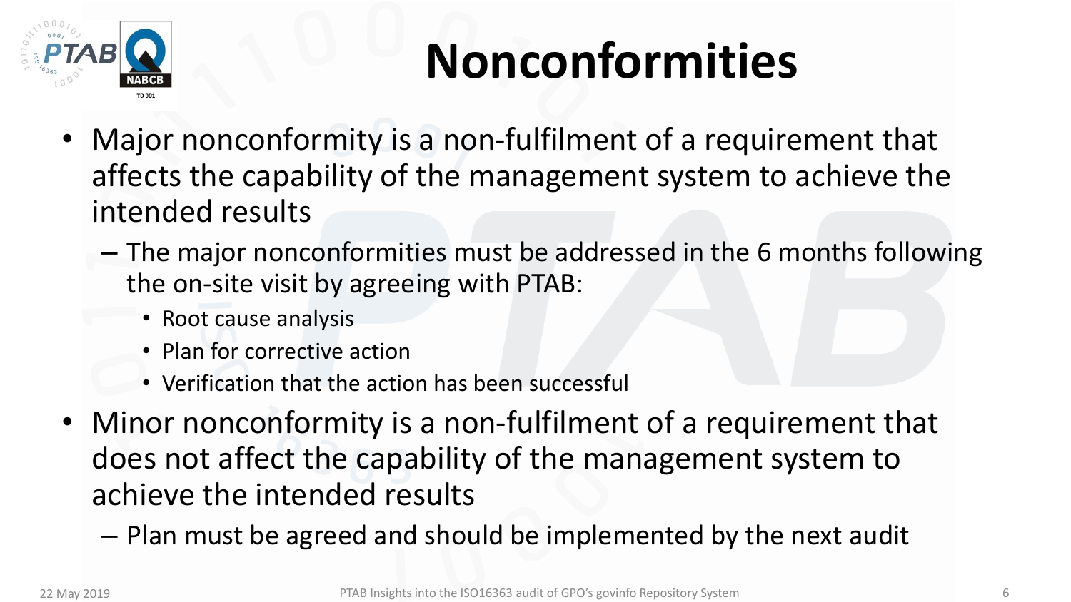# Nonconformities

- Major nonconformity is a non-fulfilment of a requirement that affects the capability of the management system to achieve the intended results
  - The major nonconformities must be addressed in the 6 months following the on-site visit by agreeing with PTAB:
    - Root cause analysis
    - Plan for corrective action
    - Verification that the action has been successful
- Minor nonconformity is a non-fulfilment of a requirement that does not affect the capability of the management system to achieve the intended results
  - Plan must be agreed and should be implemented by the next audit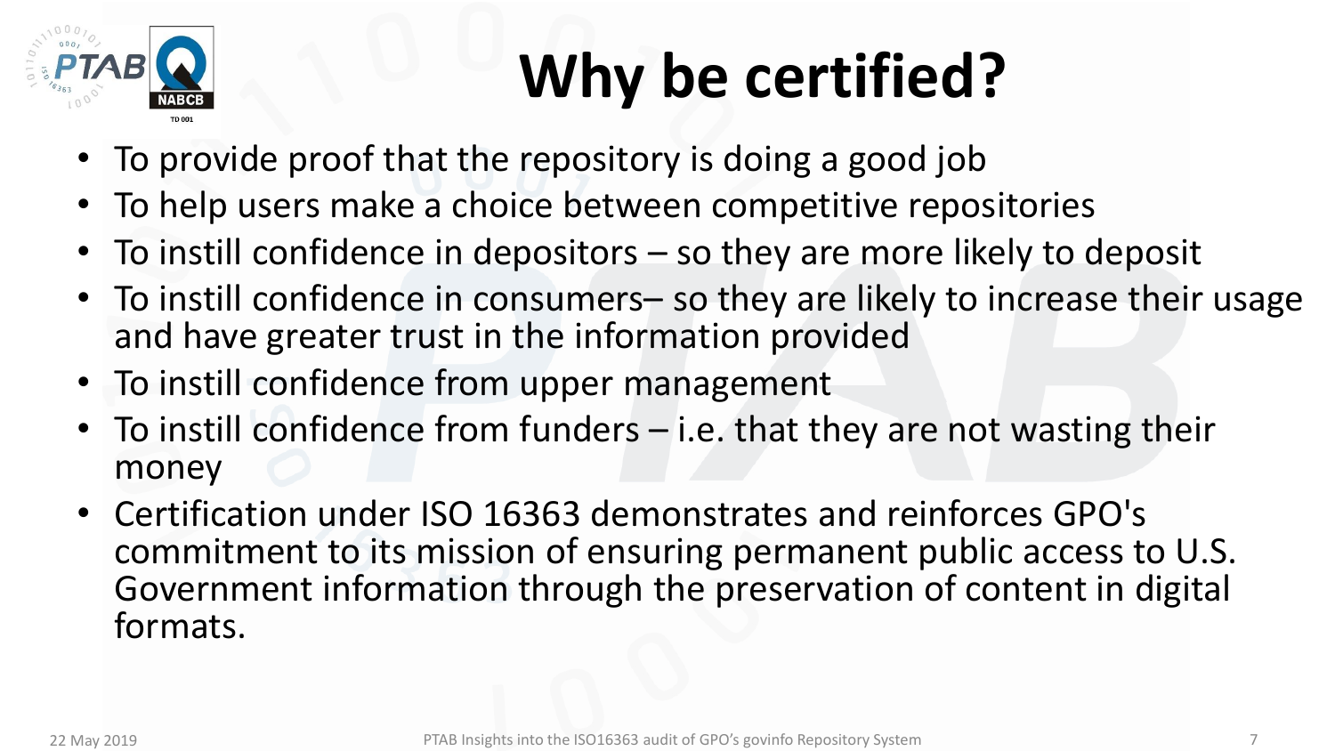# Why be certified?

- To provide proof that the repository is doing a good job
- To help users make a choice between competitive repositories
- To instill confidence in depositors – so they are more likely to deposit
- To instill confidence in consumers– so they are likely to increase their usage and have greater trust in the information provided
- To instill confidence from upper management
- To instill confidence from funders – i.e. that they are not wasting their money
- Certification under ISO 16363 demonstrates and reinforces GPO's commitment to its mission of ensuring permanent public access to U.S. Government information through the preservation of content in digital formats.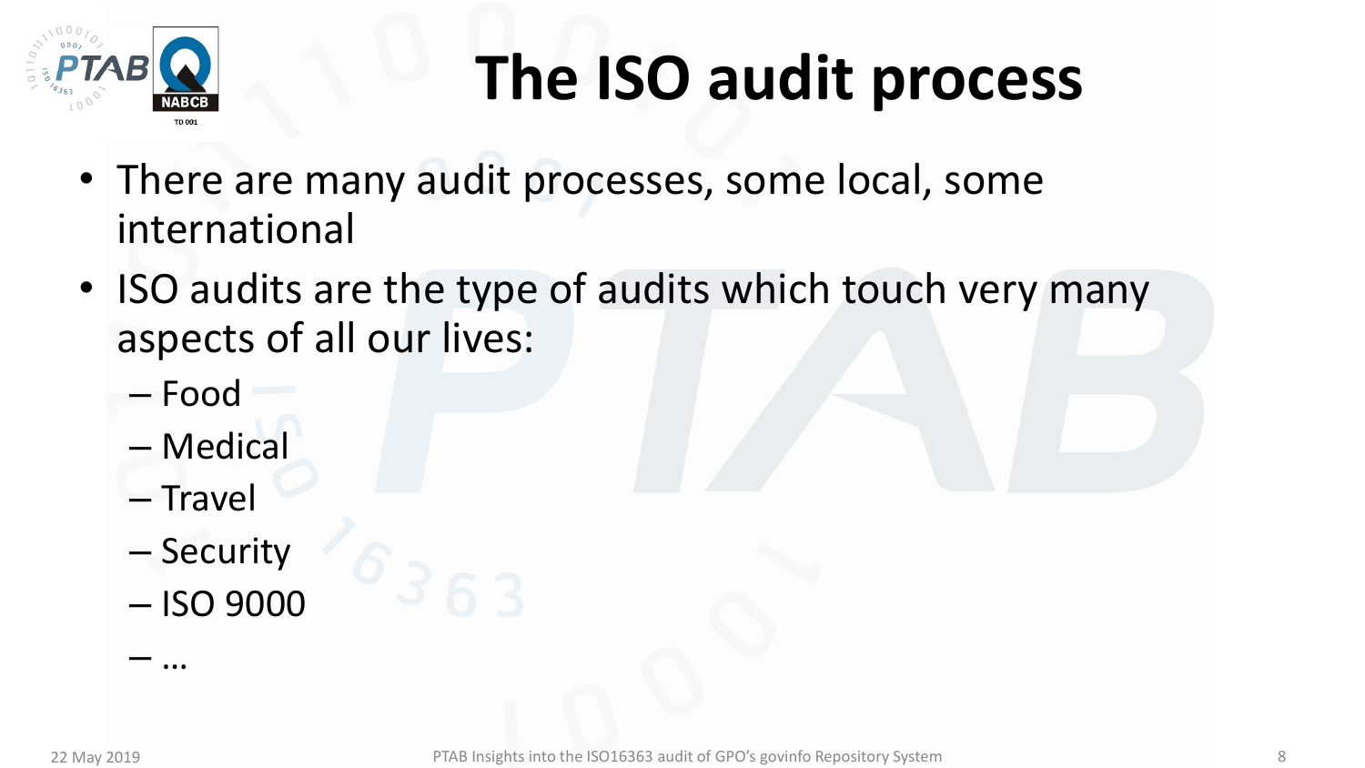# The ISO audit process

- There are many audit processes, some local, some international
- ISO audits are the type of audits which touch very many aspects of all our lives:
  - Food
  - Medical
  - Travel
  - Security
  - ISO 9000
  - …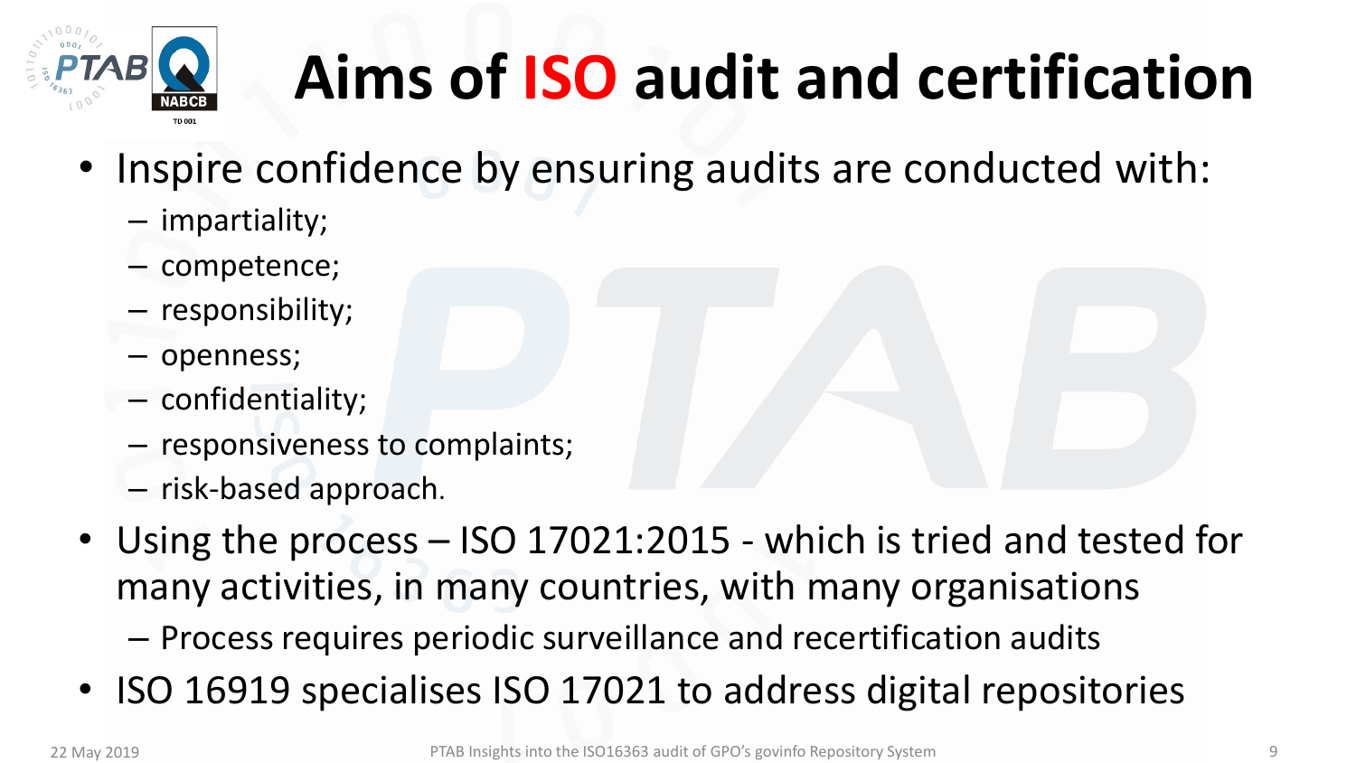# Aims of ISO audit and certification

- Inspire confidence by ensuring audits are conducted with:
  - impartiality;
  - competence;
  - responsibility;
  - openness;
  - confidentiality;
  - responsiveness to complaints;
  - risk-based approach.
- Using the process – ISO 17021:2015 - which is tried and tested for many activities, in many countries, with many organisations
  - Process requires periodic surveillance and recertification audits
- ISO 16919 specialises ISO 17021 to address digital repositories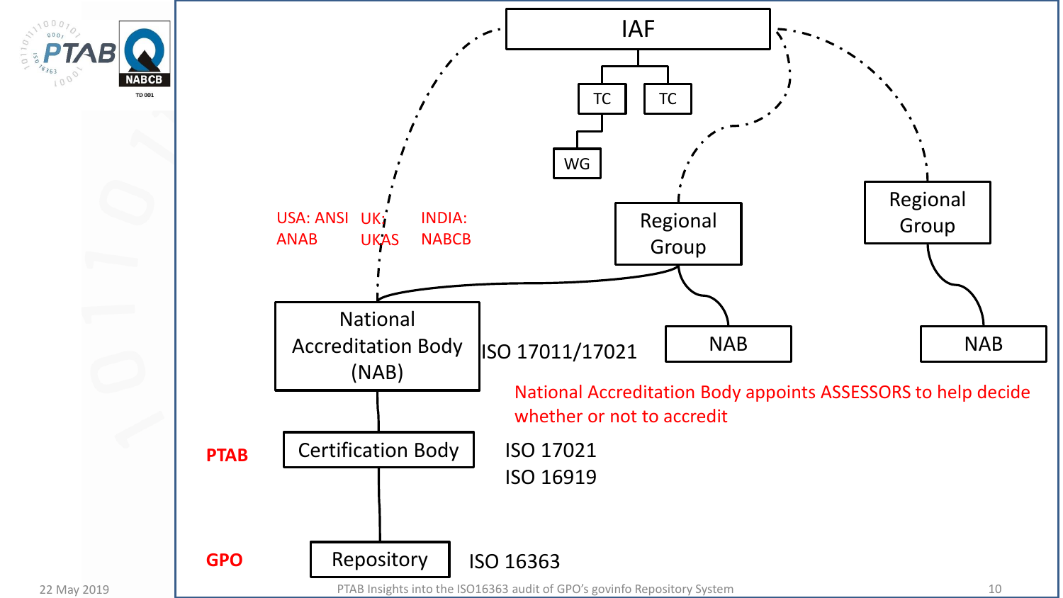IAF

TC

TC

WG

Regional Group

Regional Group

USA: ANSI ANAB

UK: UKAS

INDIA: NABCB

National Accreditation Body (NAB)

ISO 17011/17021

NAB

NAB

National Accreditation Body appoints ASSESSORS to help decide whether or not to accredit

**PTAB**

Certification Body

ISO 17021
ISO 16919

**GPO**

Repository

ISO 16363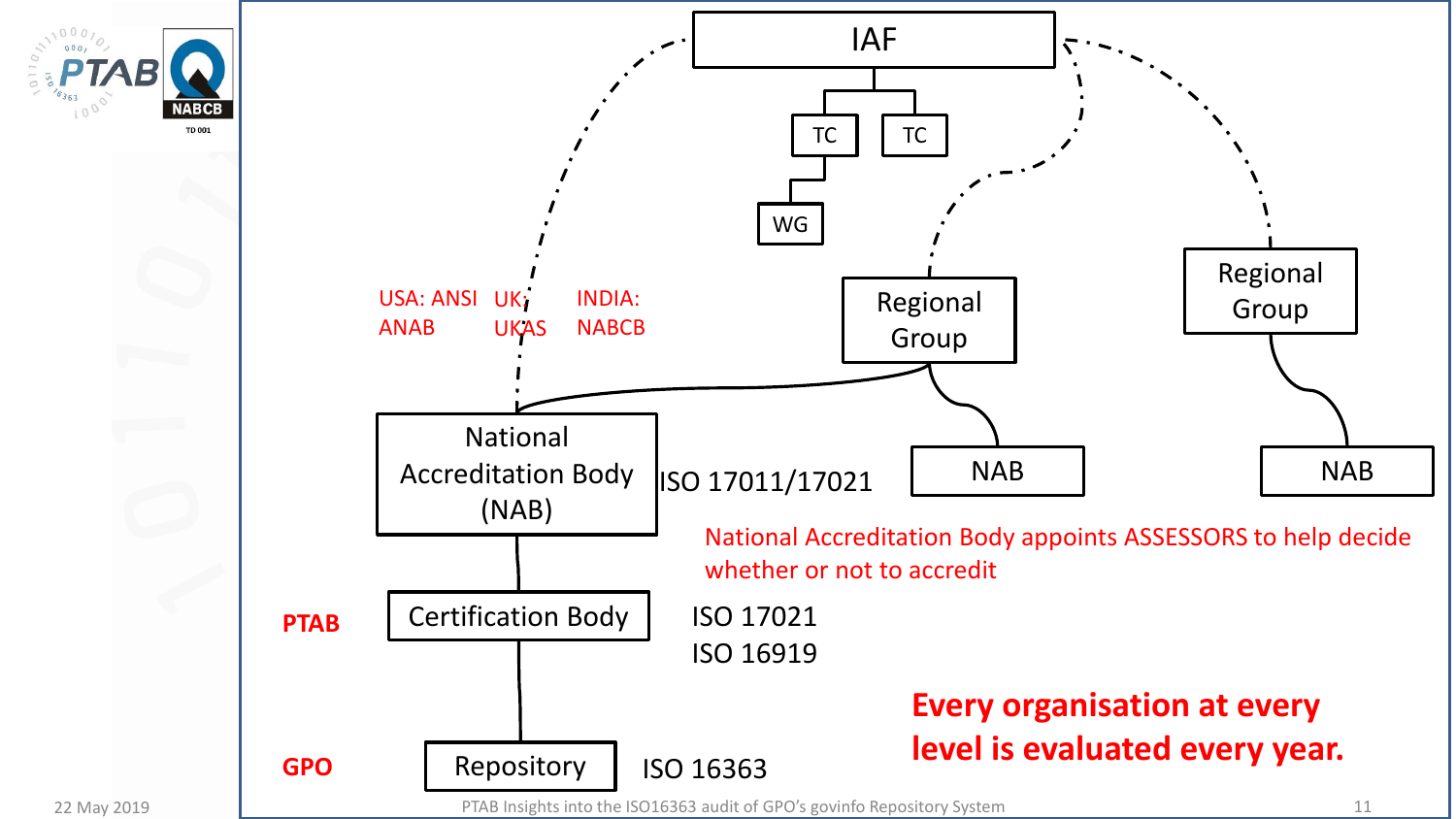IAF

TC TC

WG

Regional Group

Regional Group

USA: ANSI ANAB

UK: UKAS

INDIA: NABCB

National Accreditation Body (NAB)

ISO 17011/17021

NAB

NAB

National Accreditation Body appoints ASSESSORS to help decide whether or not to accredit

**PTAB**

Certification Body

ISO 17021
ISO 16919

**Every organisation at every level is evaluated every year.**

**GPO**

Repository

ISO 16363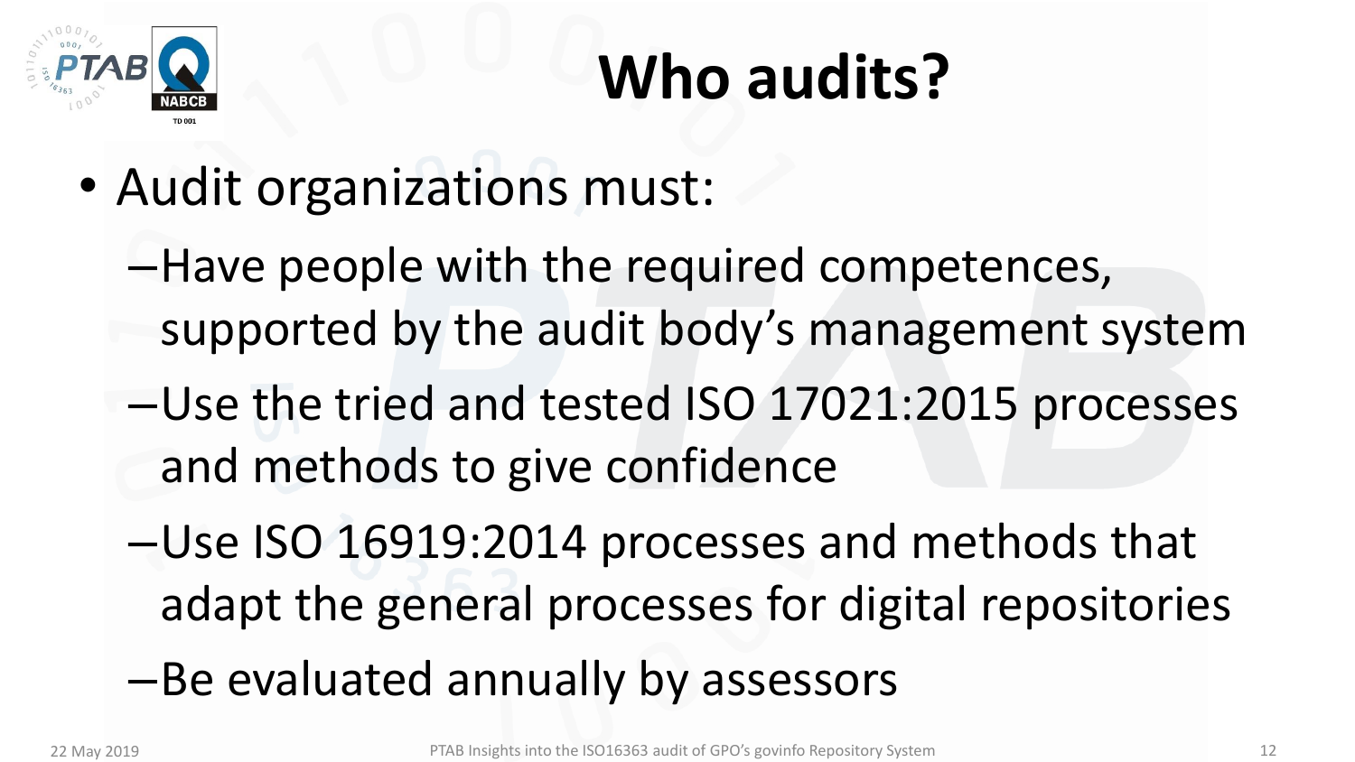# Who audits?

- Audit organizations must:
  - Have people with the required competences, supported by the audit body's management system
  - Use the tried and tested ISO 17021:2015 processes and methods to give confidence
  - Use ISO 16919:2014 processes and methods that adapt the general processes for digital repositories
  - Be evaluated annually by assessors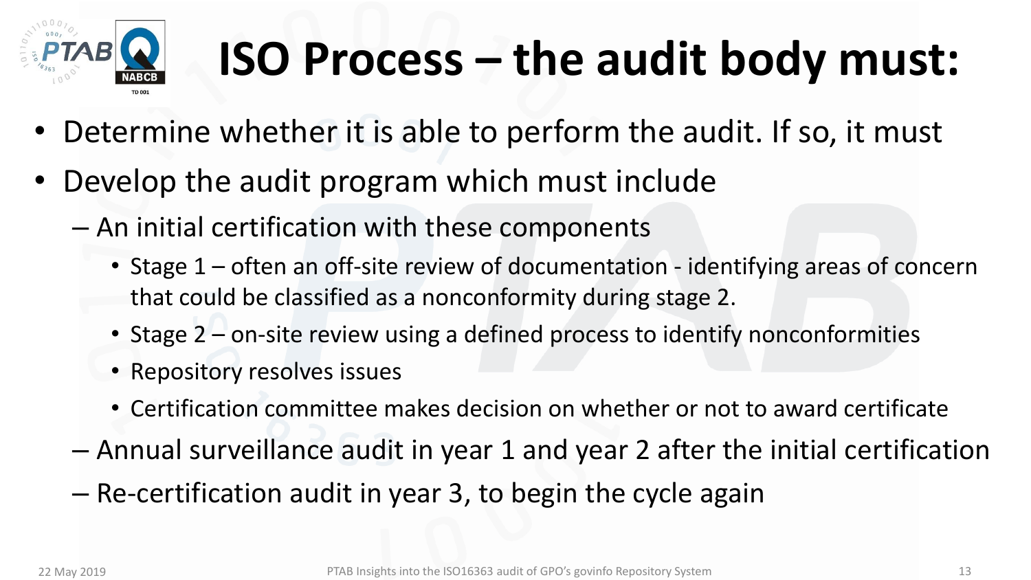# ISO Process – the audit body must:

- Determine whether it is able to perform the audit. If so, it must
- Develop the audit program which must include
  - An initial certification with these components
    - Stage 1 – often an off-site review of documentation - identifying areas of concern that could be classified as a nonconformity during stage 2.
    - Stage 2 – on-site review using a defined process to identify nonconformities
    - Repository resolves issues
    - Certification committee makes decision on whether or not to award certificate
  - Annual surveillance audit in year 1 and year 2 after the initial certification
  - Re-certification audit in year 3, to begin the cycle again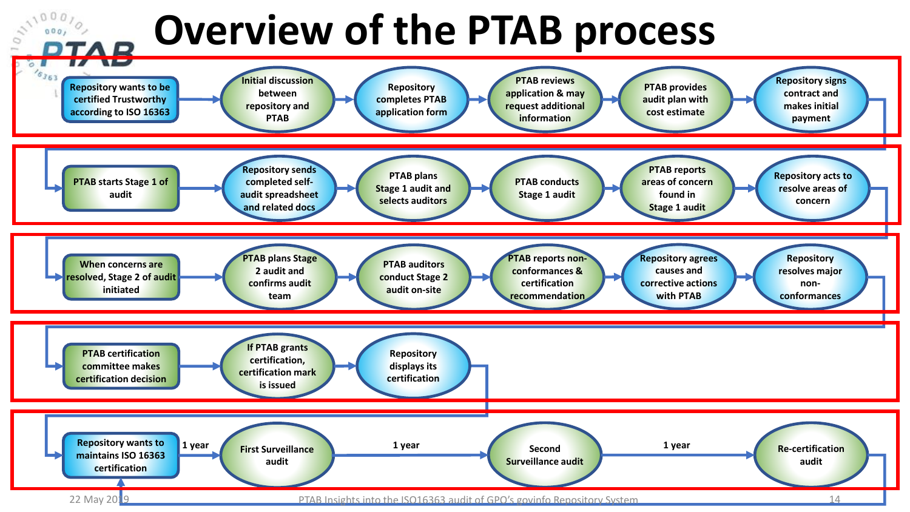# Overview of the PTAB process

1. Repository wants to be certified Trustworthy according to ISO 16363 → Initial discussion between repository and PTAB → Repository completes PTAB application form → PTAB reviews application & may request additional information → PTAB provides audit plan with cost estimate → Repository signs contract and makes initial payment

2. PTAB starts Stage 1 of audit → Repository sends completed self-audit spreadsheet and related docs → PTAB plans Stage 1 audit and selects auditors → PTAB conducts Stage 1 audit → PTAB reports areas of concern found in Stage 1 audit → Repository acts to resolve areas of concern

3. When concerns are resolved, Stage 2 of audit initiated → PTAB plans Stage 2 audit and confirms audit team → PTAB auditors conduct Stage 2 audit on-site → PTAB reports non-conformances & certification recommendation → Repository agrees causes and corrective actions with PTAB → Repository resolves major non-conformances

4. PTAB certification committee makes certification decision → If PTAB grants certification, certification mark is issued → Repository displays its certification

5. Repository wants to maintains ISO 16363 certification → (1 year) → First Surveillance audit → (1 year) → Second Surveillance audit → (1 year) → Re-certification audit → (back to Repository wants to maintains ISO 16363 certification)

22 May 2019 PTAB Insights into the ISO16363 audit of GPO's govinfo Repository System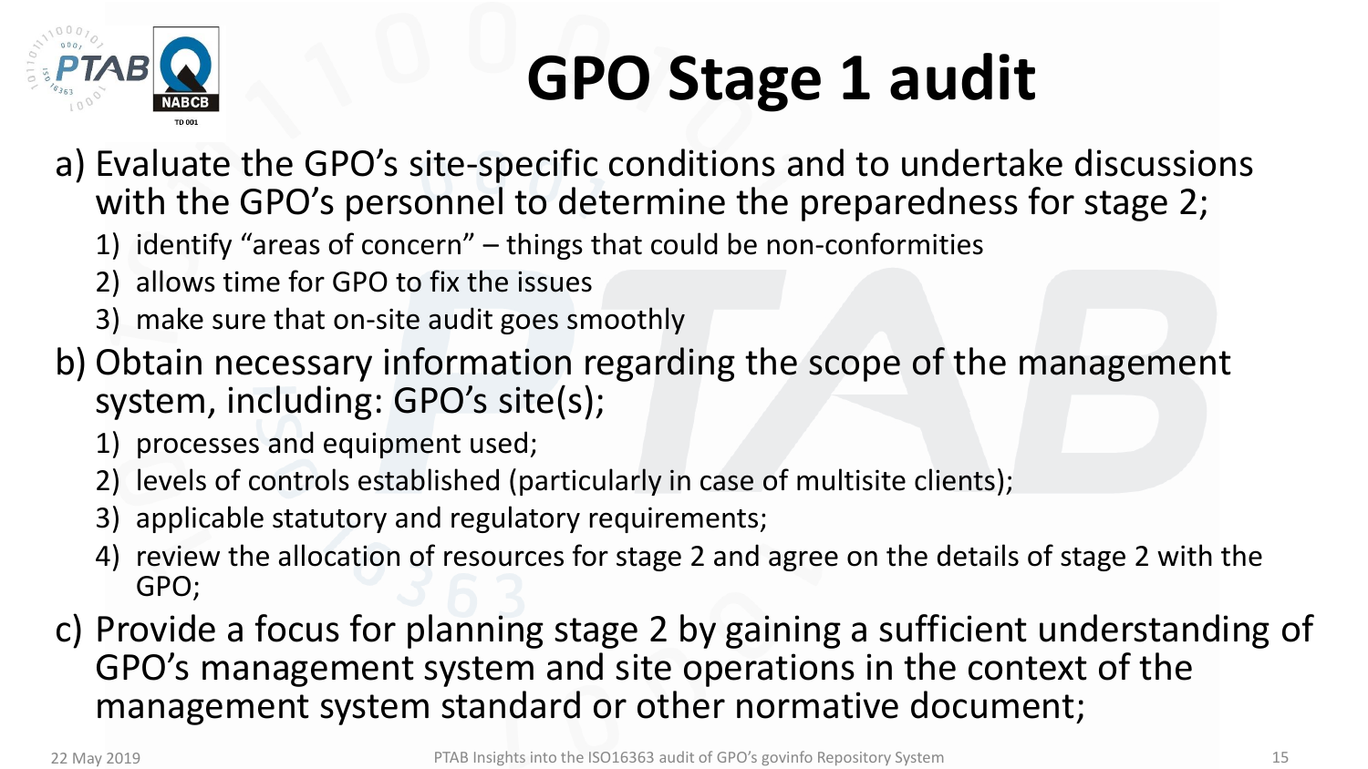# GPO Stage 1 audit

a) Evaluate the GPO's site-specific conditions and to undertake discussions with the GPO's personnel to determine the preparedness for stage 2;
   1) identify "areas of concern" – things that could be non-conformities
   2) allows time for GPO to fix the issues
   3) make sure that on-site audit goes smoothly

b) Obtain necessary information regarding the scope of the management system, including: GPO's site(s);
   1) processes and equipment used;
   2) levels of controls established (particularly in case of multisite clients);
   3) applicable statutory and regulatory requirements;
   4) review the allocation of resources for stage 2 and agree on the details of stage 2 with the GPO;

c) Provide a focus for planning stage 2 by gaining a sufficient understanding of GPO's management system and site operations in the context of the management system standard or other normative document;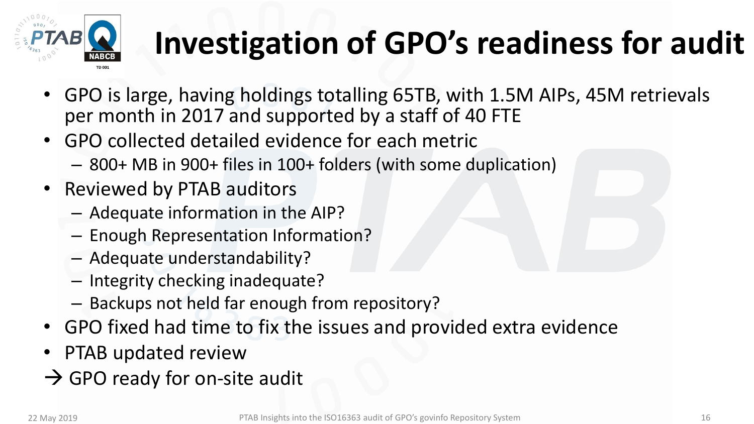# Investigation of GPO's readiness for audit

- GPO is large, having holdings totalling 65TB, with 1.5M AIPs, 45M retrievals per month in 2017 and supported by a staff of 40 FTE
- GPO collected detailed evidence for each metric
  - 800+ MB in 900+ files in 100+ folders (with some duplication)
- Reviewed by PTAB auditors
  - Adequate information in the AIP?
  - Enough Representation Information?
  - Adequate understandability?
  - Integrity checking inadequate?
  - Backups not held far enough from repository?
- GPO fixed had time to fix the issues and provided extra evidence
- PTAB updated review

→ GPO ready for on-site audit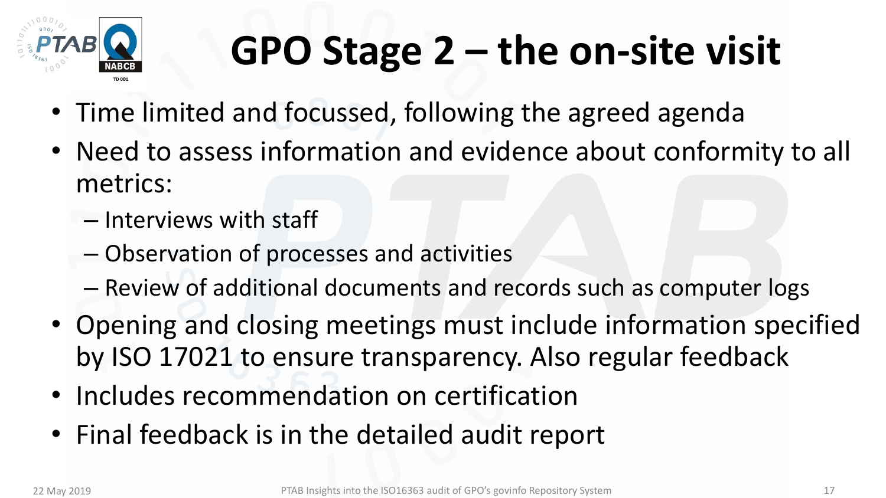# GPO Stage 2 – the on-site visit

- Time limited and focussed, following the agreed agenda
- Need to assess information and evidence about conformity to all metrics:
  - Interviews with staff
  - Observation of processes and activities
  - Review of additional documents and records such as computer logs
- Opening and closing meetings must include information specified by ISO 17021 to ensure transparency. Also regular feedback
- Includes recommendation on certification
- Final feedback is in the detailed audit report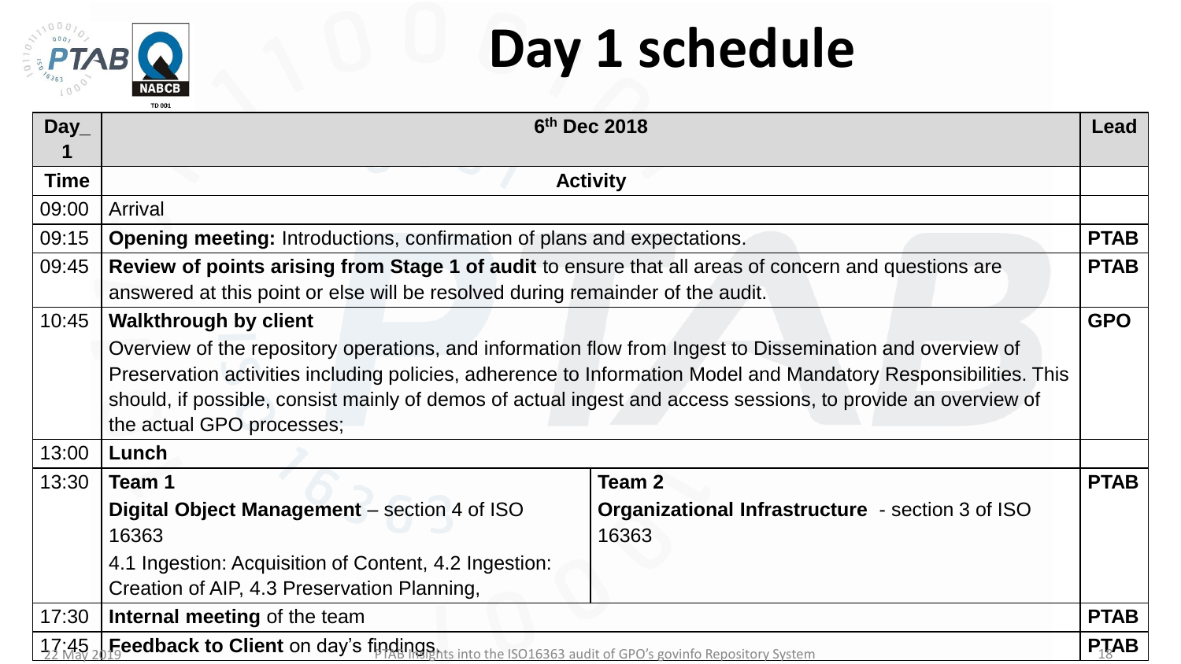# Day 1 schedule

| Day_1 | 6th Dec 2018 | | Lead |
|---|---|---|---|
| **Time** | **Activity** | | |
| 09:00 | Arrival | | |
| 09:15 | **Opening meeting:** Introductions, confirmation of plans and expectations. | | **PTAB** |
| 09:45 | **Review of points arising from Stage 1 of audit** to ensure that all areas of concern and questions are answered at this point or else will be resolved during remainder of the audit. | | **PTAB** |
| 10:45 | **Walkthrough by client**<br>Overview of the repository operations, and information flow from Ingest to Dissemination and overview of Preservation activities including policies, adherence to Information Model and Mandatory Responsibilities. This should, if possible, consist mainly of demos of actual ingest and access sessions, to provide an overview of the actual GPO processes; | | **GPO** |
| 13:00 | **Lunch** | | |
| 13:30 | **Team 1**<br>**Digital Object Management** – section 4 of ISO 16363<br>4.1 Ingestion: Acquisition of Content, 4.2 Ingestion: Creation of AIP, 4.3 Preservation Planning, | **Team 2**<br>**Organizational Infrastructure** - section 3 of ISO 16363 | **PTAB** |
| 17:30 | **Internal meeting** of the team | | **PTAB** |
| 17:45 | **Feedback to Client** on day's findings. | | **PTAB** |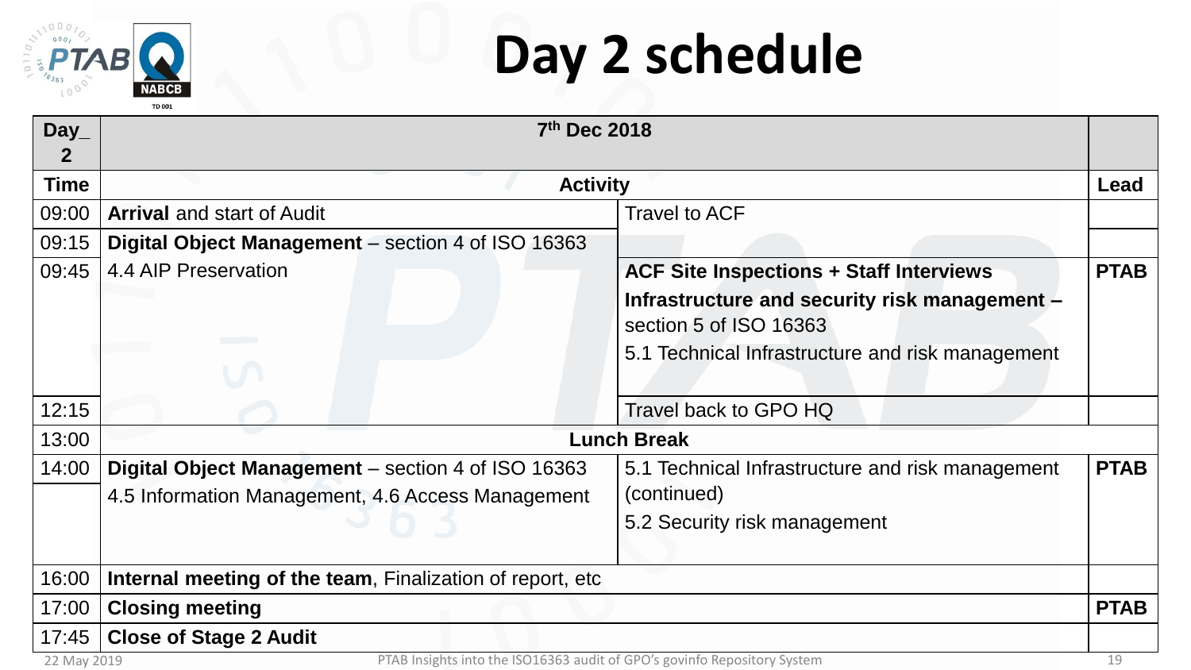# Day 2 schedule

| Day_ 2 | 7th Dec 2018 | | |
|---|---|---|---|
| **Time** | **Activity** | | **Lead** |
| 09:00 | **Arrival** and start of Audit | Travel to ACF | |
| 09:15 | **Digital Object Management** – section 4 of ISO 16363 | | |
| 09:45 | 4.4 AIP Preservation | **ACF Site Inspections + Staff Interviews** **Infrastructure and security risk management** – section 5 of ISO 16363 5.1 Technical Infrastructure and risk management | **PTAB** |
| 12:15 | | Travel back to GPO HQ | |
| 13:00 | **Lunch Break** | | |
| 14:00 | **Digital Object Management** – section 4 of ISO 16363 4.5 Information Management, 4.6 Access Management | 5.1 Technical Infrastructure and risk management (continued) 5.2 Security risk management | **PTAB** |
| 16:00 | **Internal meeting of the team**, Finalization of report, etc | | |
| 17:00 | **Closing meeting** | | **PTAB** |
| 17:45 | **Close of Stage 2 Audit** | | |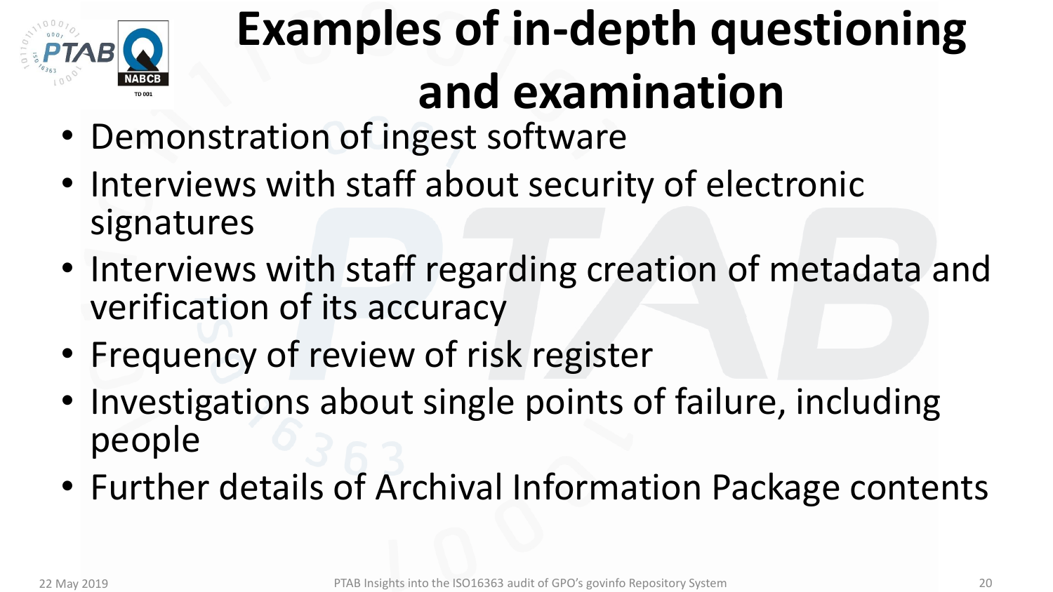# Examples of in-depth questioning and examination

- Demonstration of ingest software
- Interviews with staff about security of electronic signatures
- Interviews with staff regarding creation of metadata and verification of its accuracy
- Frequency of review of risk register
- Investigations about single points of failure, including people
- Further details of Archival Information Package contents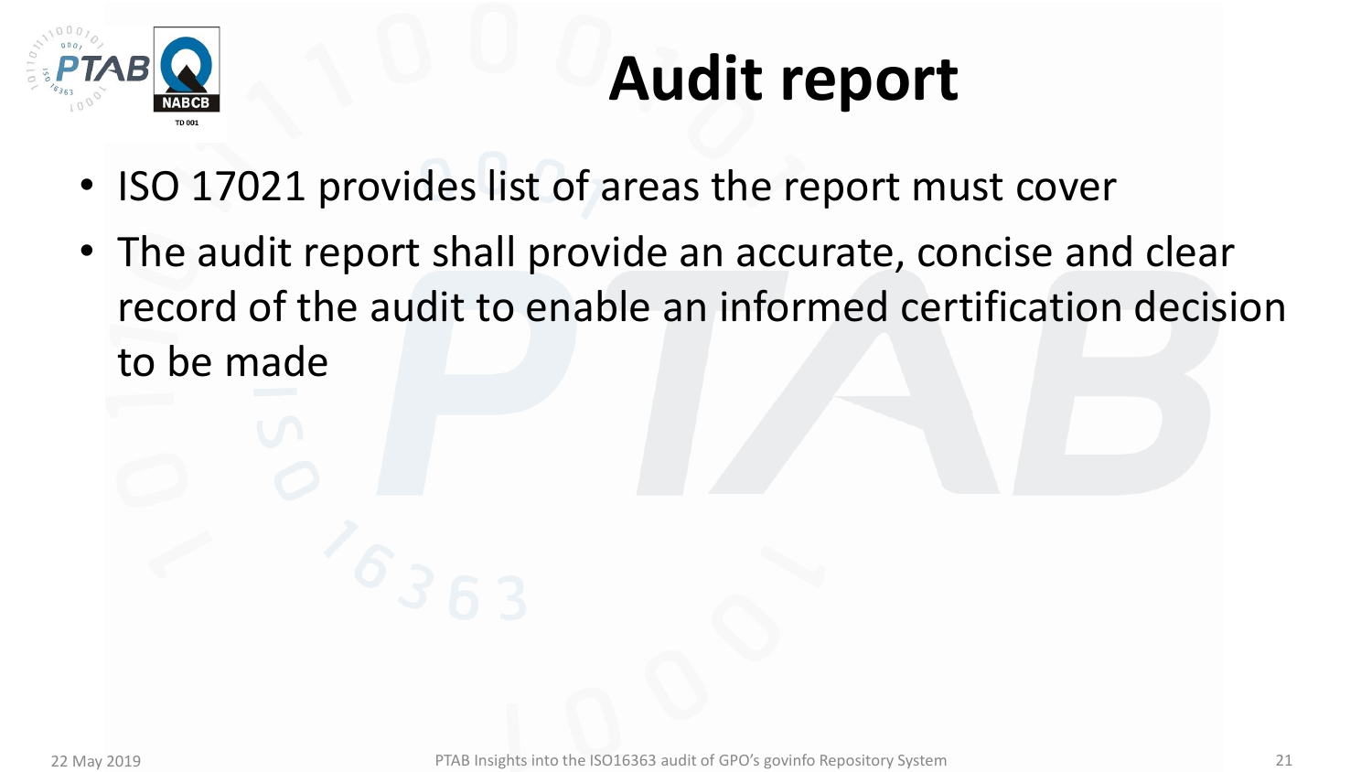# Audit report

- ISO 17021 provides list of areas the report must cover
- The audit report shall provide an accurate, concise and clear record of the audit to enable an informed certification decision to be made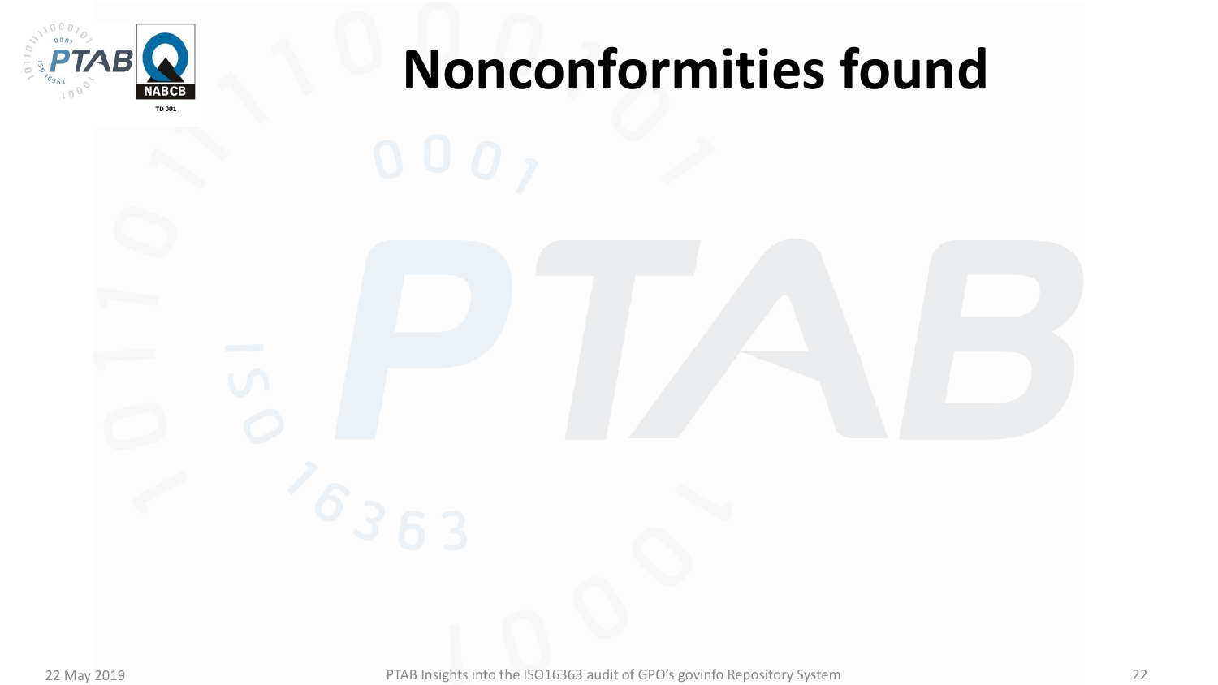# Nonconformities found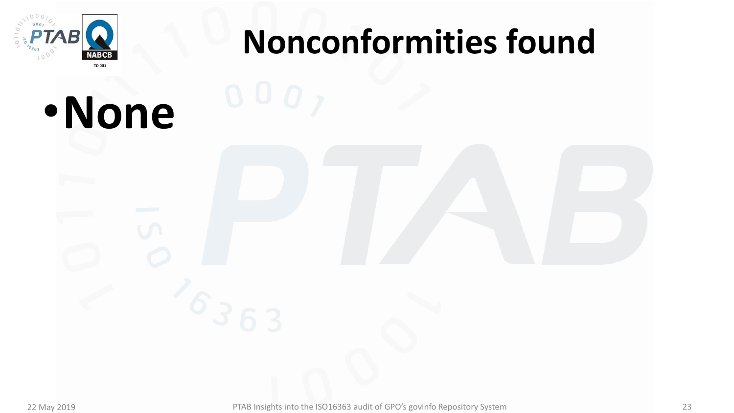# Nonconformities found

- **None**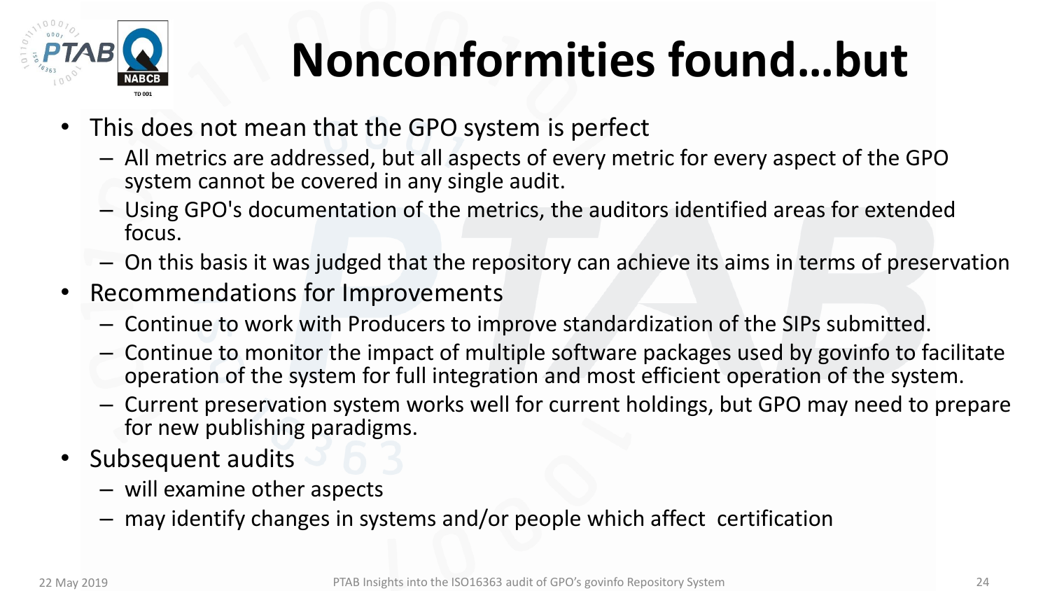# Nonconformities found…but

- This does not mean that the GPO system is perfect
  - All metrics are addressed, but all aspects of every metric for every aspect of the GPO system cannot be covered in any single audit.
  - Using GPO's documentation of the metrics, the auditors identified areas for extended focus.
  - On this basis it was judged that the repository can achieve its aims in terms of preservation
- Recommendations for Improvements
  - Continue to work with Producers to improve standardization of the SIPs submitted.
  - Continue to monitor the impact of multiple software packages used by govinfo to facilitate operation of the system for full integration and most efficient operation of the system.
  - Current preservation system works well for current holdings, but GPO may need to prepare for new publishing paradigms.
- Subsequent audits
  - will examine other aspects
  - may identify changes in systems and/or people which affect certification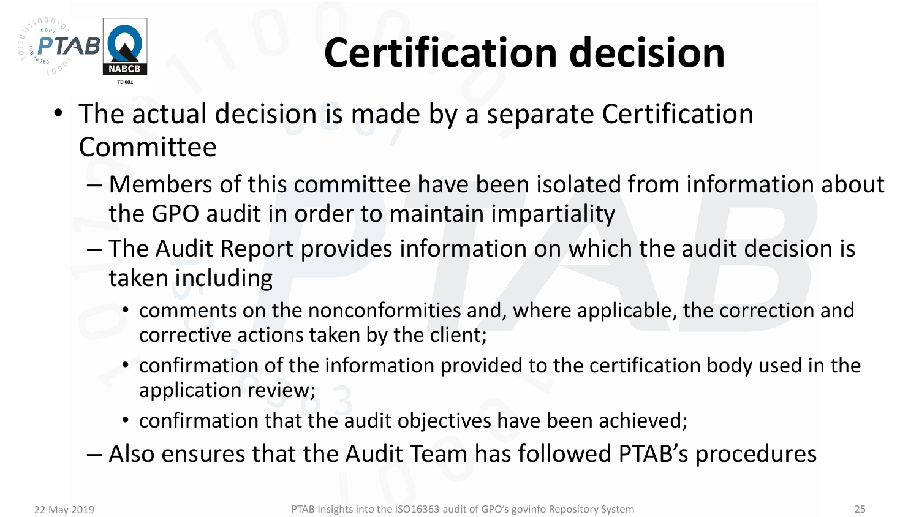# Certification decision

- The actual decision is made by a separate Certification Committee
  - Members of this committee have been isolated from information about the GPO audit in order to maintain impartiality
  - The Audit Report provides information on which the audit decision is taken including
    - comments on the nonconformities and, where applicable, the correction and corrective actions taken by the client;
    - confirmation of the information provided to the certification body used in the application review;
    - confirmation that the audit objectives have been achieved;
  - Also ensures that the Audit Team has followed PTAB's procedures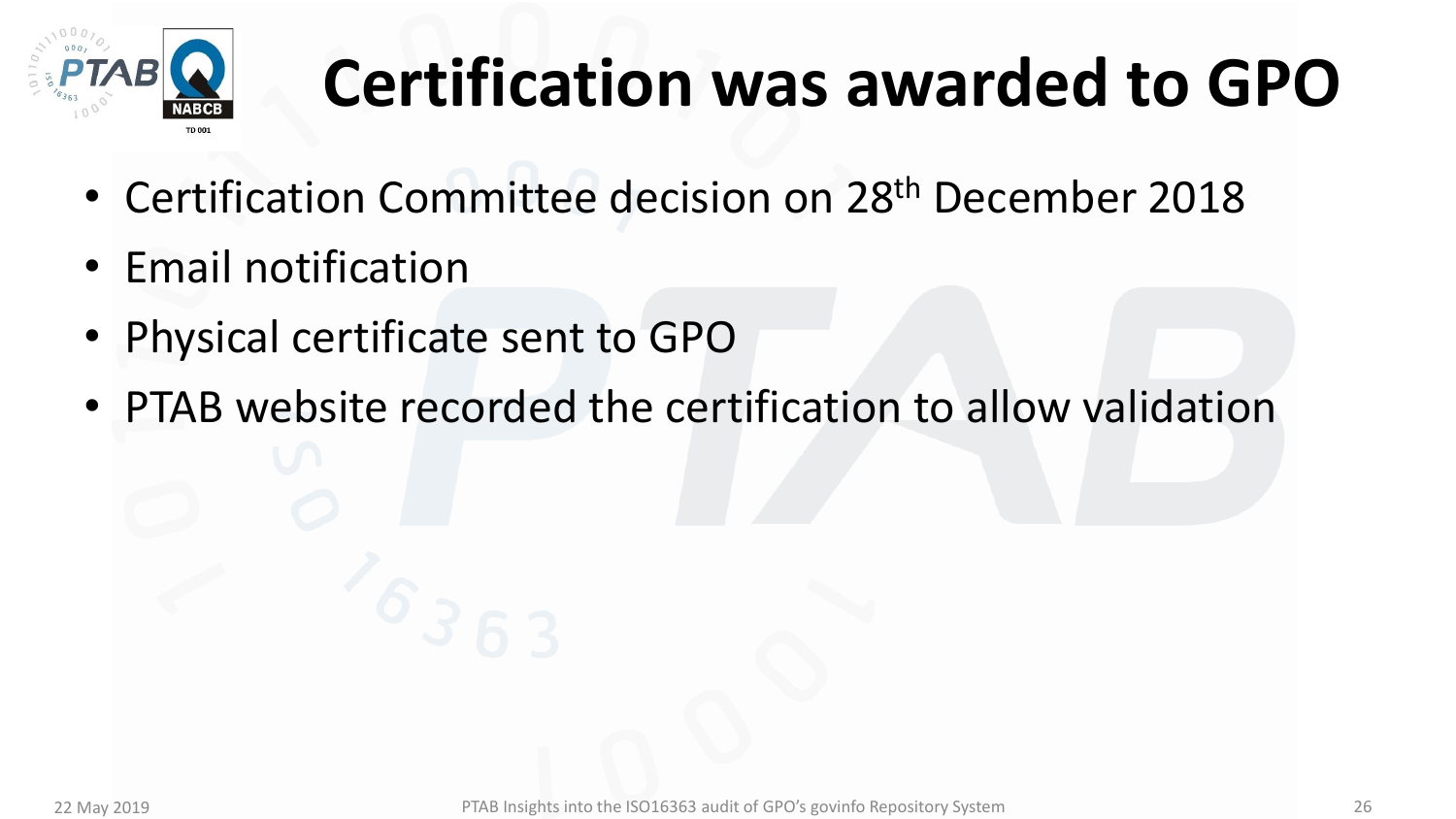# Certification was awarded to GPO

- Certification Committee decision on 28th December 2018
- Email notification
- Physical certificate sent to GPO
- PTAB website recorded the certification to allow validation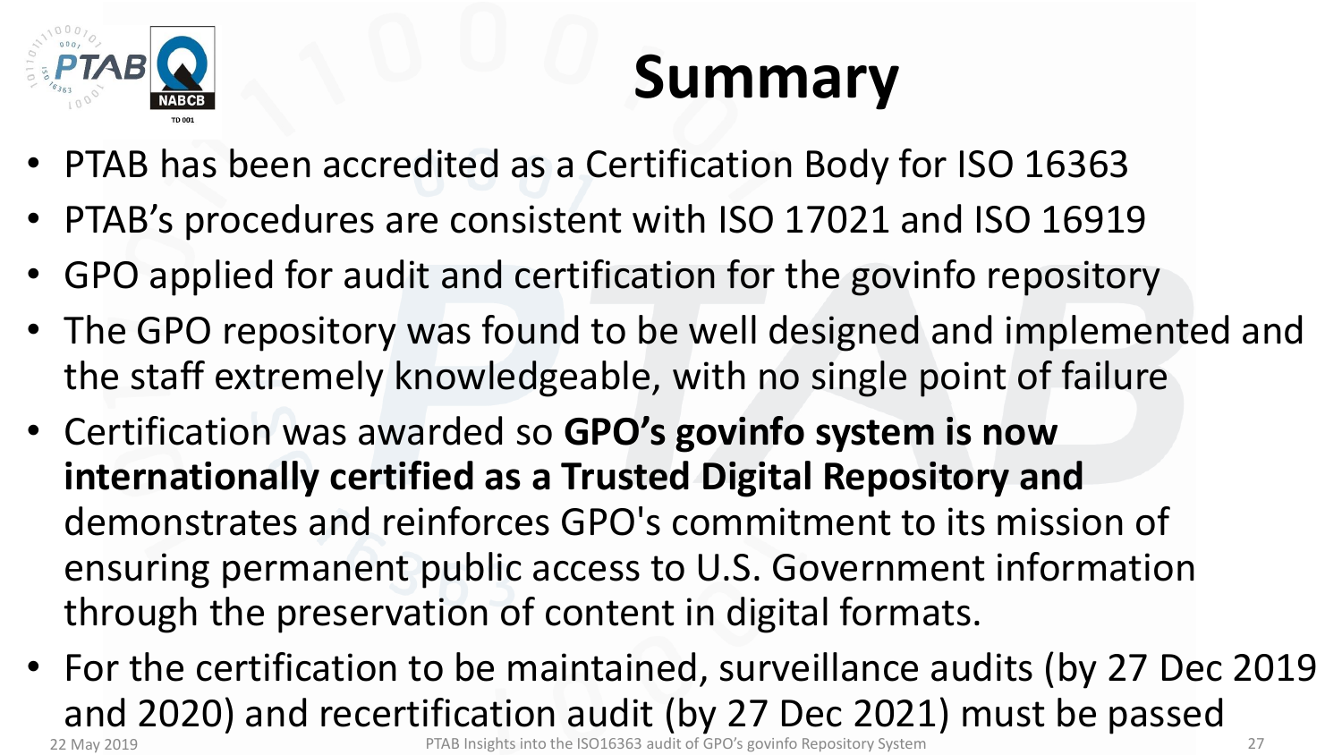# Summary

- PTAB has been accredited as a Certification Body for ISO 16363
- PTAB's procedures are consistent with ISO 17021 and ISO 16919
- GPO applied for audit and certification for the govinfo repository
- The GPO repository was found to be well designed and implemented and the staff extremely knowledgeable, with no single point of failure
- Certification was awarded so **GPO's govinfo system is now internationally certified as a Trusted Digital Repository and** demonstrates and reinforces GPO's commitment to its mission of ensuring permanent public access to U.S. Government information through the preservation of content in digital formats.
- For the certification to be maintained, surveillance audits (by 27 Dec 2019 and 2020) and recertification audit (by 27 Dec 2021) must be passed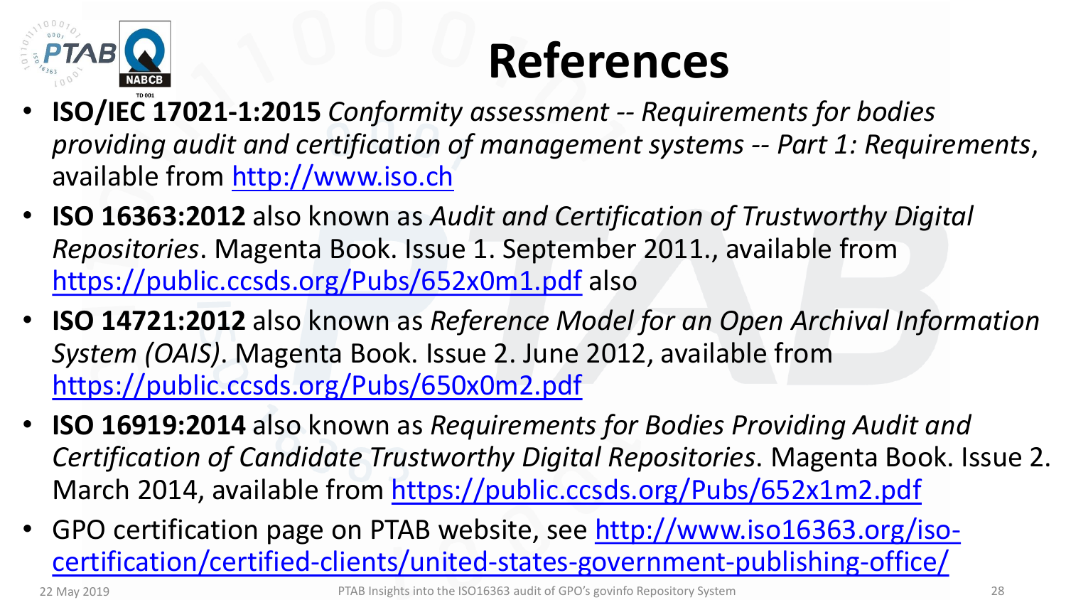# References

- **ISO/IEC 17021-1:2015** *Conformity assessment -- Requirements for bodies providing audit and certification of management systems -- Part 1: Requirements*, available from http://www.iso.ch
- **ISO 16363:2012** also known as *Audit and Certification of Trustworthy Digital Repositories*. Magenta Book. Issue 1. September 2011., available from https://public.ccsds.org/Pubs/652x0m1.pdf also
- **ISO 14721:2012** also known as *Reference Model for an Open Archival Information System (OAIS)*. Magenta Book. Issue 2. June 2012, available from https://public.ccsds.org/Pubs/650x0m2.pdf
- **ISO 16919:2014** also known as *Requirements for Bodies Providing Audit and Certification of Candidate Trustworthy Digital Repositories*. Magenta Book. Issue 2. March 2014, available from https://public.ccsds.org/Pubs/652x1m2.pdf
- GPO certification page on PTAB website, see http://www.iso16363.org/iso-certification/certified-clients/united-states-government-publishing-office/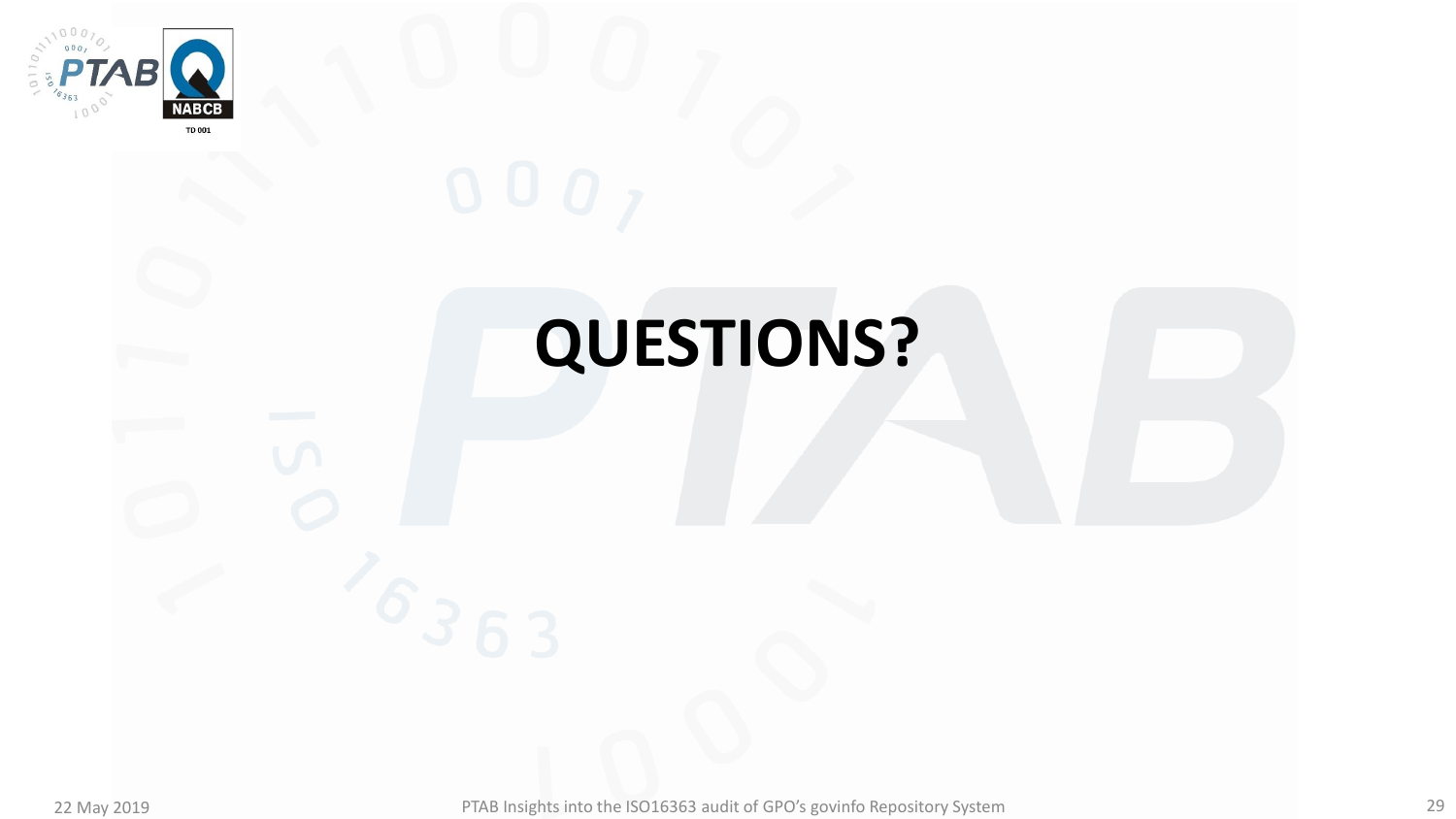# QUESTIONS?